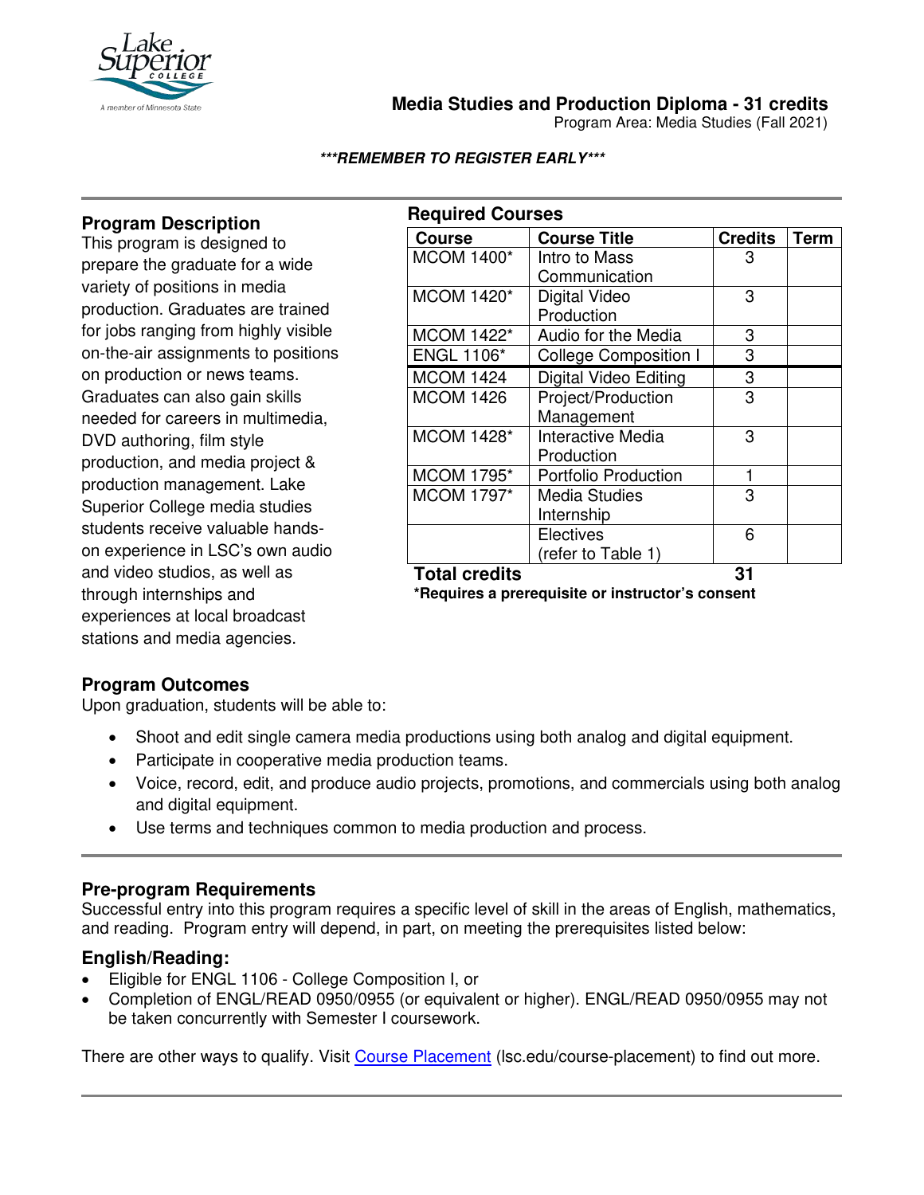# Media Studies and Production Diploma - 31 credits

Program Area: Media Studies (Fall 2021)

***REMEMBER TO REGISTER EARLY***

## Program Description

This program is designed to prepare the graduate for a wide variety of positions in media production. Graduates are trained for jobs ranging from highly visible on-the-air assignments to positions on production or news teams. Graduates can also gain skills needed for careers in multimedia, DVD authoring, film style production, and media project & production management. Lake Superior College media studies students receive valuable hands-on experience in LSC's own audio and video studios, as well as through internships and experiences at local broadcast stations and media agencies.

## Required Courses

| Course | Course Title | Credits | Term |
|---|---|---|---|
| MCOM 1400* | Intro to Mass Communication | 3 | |
| MCOM 1420* | Digital Video Production | 3 | |
| MCOM 1422* | Audio for the Media | 3 | |
| ENGL 1106* | College Composition I | 3 | |
| MCOM 1424 | Digital Video Editing | 3 | |
| MCOM 1426 | Project/Production Management | 3 | |
| MCOM 1428* | Interactive Media Production | 3 | |
| MCOM 1795* | Portfolio Production | 1 | |
| MCOM 1797* | Media Studies Internship | 3 | |
| | Electives (refer to Table 1) | 6 | |
| **Total credits** | | **31** | |

***Requires a prerequisite or instructor's consent**

## Program Outcomes

Upon graduation, students will be able to:

- Shoot and edit single camera media productions using both analog and digital equipment.
- Participate in cooperative media production teams.
- Voice, record, edit, and produce audio projects, promotions, and commercials using both analog and digital equipment.
- Use terms and techniques common to media production and process.

## Pre-program Requirements

Successful entry into this program requires a specific level of skill in the areas of English, mathematics, and reading. Program entry will depend, in part, on meeting the prerequisites listed below:

### English/Reading:

- Eligible for ENGL 1106 - College Composition I, or
- Completion of ENGL/READ 0950/0955 (or equivalent or higher). ENGL/READ 0950/0955 may not be taken concurrently with Semester I coursework.

There are other ways to qualify. Visit Course Placement (lsc.edu/course-placement) to find out more.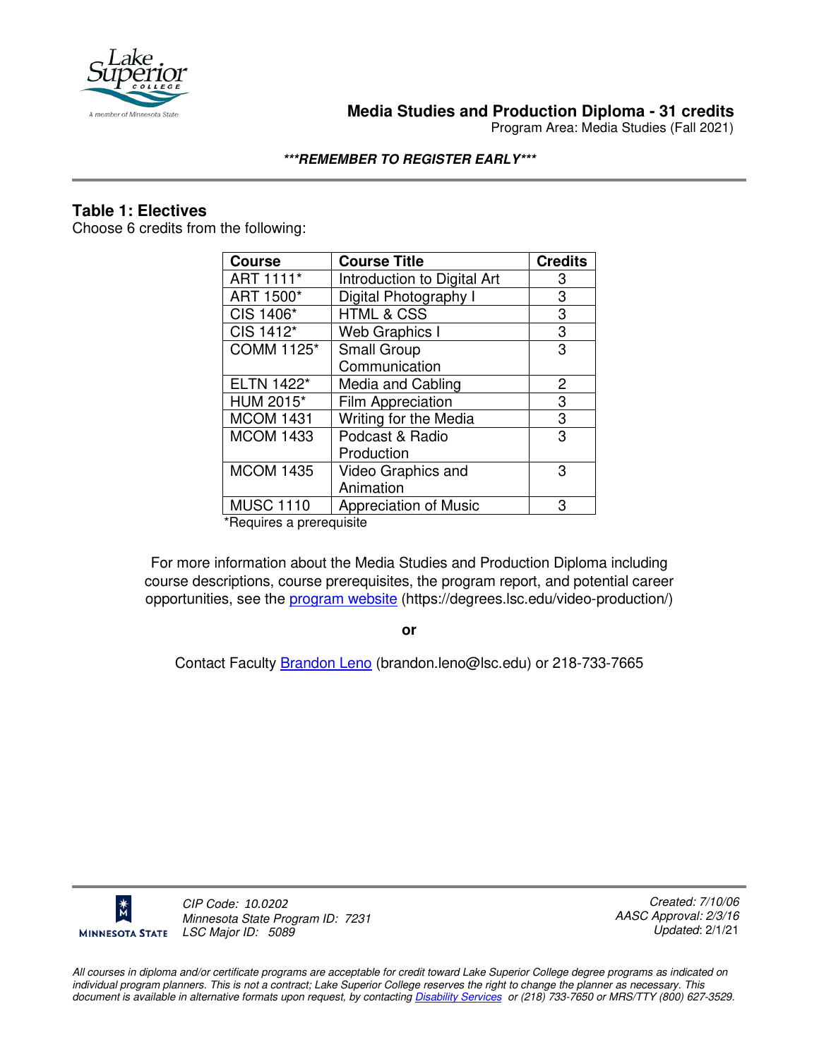**Media Studies and Production Diploma - 31 credits**
Program Area: Media Studies (Fall 2021)

***REMEMBER TO REGISTER EARLY***

## Table 1: Electives

Choose 6 credits from the following:

| Course | Course Title | Credits |
|---|---|---|
| ART 1111* | Introduction to Digital Art | 3 |
| ART 1500* | Digital Photography I | 3 |
| CIS 1406* | HTML & CSS | 3 |
| CIS 1412* | Web Graphics I | 3 |
| COMM 1125* | Small Group Communication | 3 |
| ELTN 1422* | Media and Cabling | 2 |
| HUM 2015* | Film Appreciation | 3 |
| MCOM 1431 | Writing for the Media | 3 |
| MCOM 1433 | Podcast & Radio Production | 3 |
| MCOM 1435 | Video Graphics and Animation | 3 |
| MUSC 1110 | Appreciation of Music | 3 |

*Requires a prerequisite

For more information about the Media Studies and Production Diploma including course descriptions, course prerequisites, the program report, and potential career opportunities, see the program website (https://degrees.lsc.edu/video-production/)

**or**

Contact Faculty Brandon Leno (brandon.leno@lsc.edu) or 218-733-7665

*CIP Code: 10.0202*
*Minnesota State Program ID: 7231*
*LSC Major ID: 5089*

*Created: 7/10/06*
*AASC Approval: 2/3/16*
*Updated: 2/1/21*

*All courses in diploma and/or certificate programs are acceptable for credit toward Lake Superior College degree programs as indicated on individual program planners. This is not a contract; Lake Superior College reserves the right to change the planner as necessary. This document is available in alternative formats upon request, by contacting Disability Services or (218) 733-7650 or MRS/TTY (800) 627-3529.*